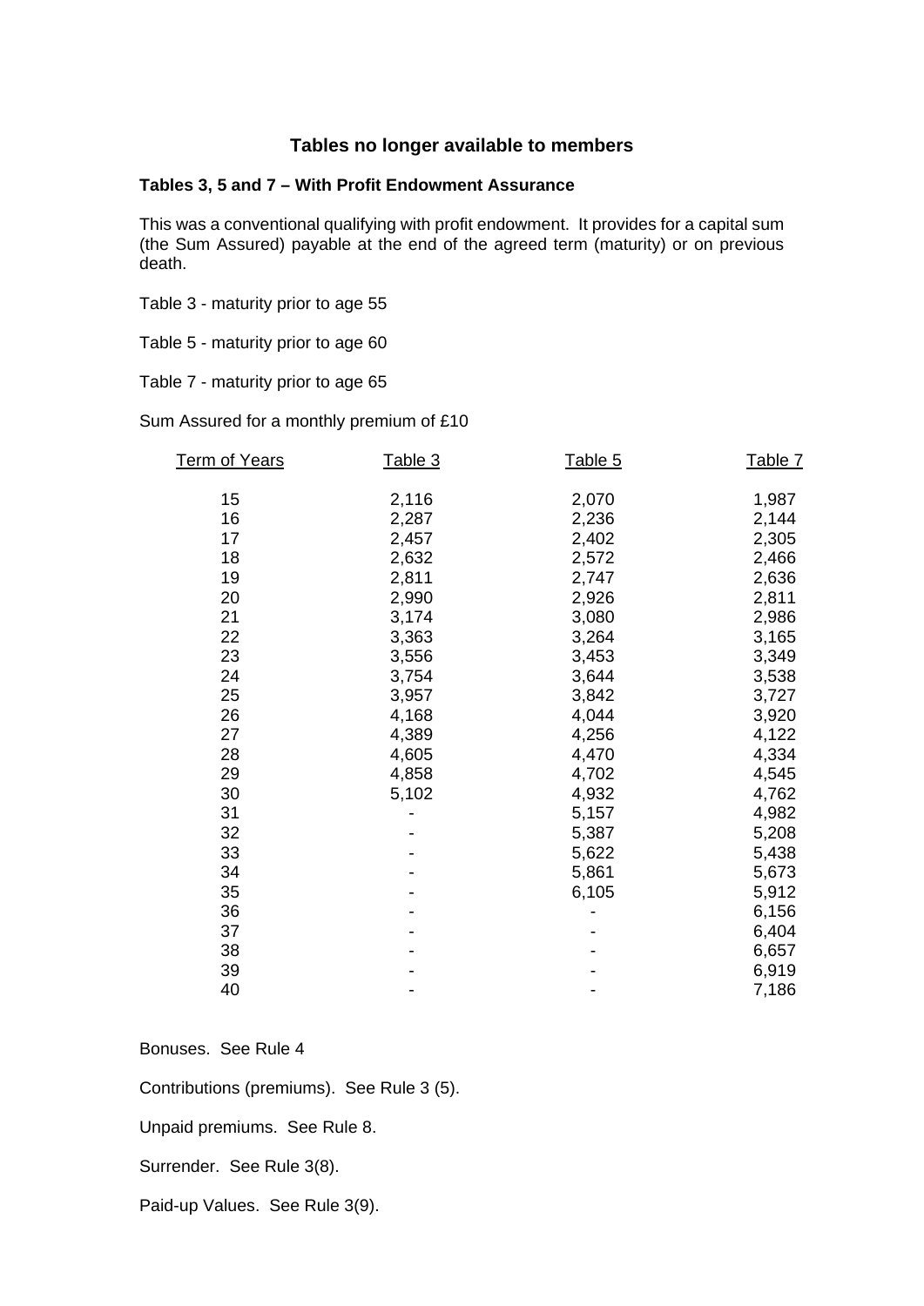## Tables no longer available to members

### Tables 3, 5 and 7 – With Profit Endowment Assurance

This was a conventional qualifying with profit endowment. It provides for a capital sum (the Sum Assured) payable at the end of the agreed term (maturity) or on previous death.

Table 3 - maturity prior to age 55

Table 5 - maturity prior to age 60

Table 7 - maturity prior to age 65

Sum Assured for a monthly premium of £10

| Term of Years | Table 3 | Table 5 | Table 7 |
|---|---|---|---|
| 15 | 2,116 | 2,070 | 1,987 |
| 16 | 2,287 | 2,236 | 2,144 |
| 17 | 2,457 | 2,402 | 2,305 |
| 18 | 2,632 | 2,572 | 2,466 |
| 19 | 2,811 | 2,747 | 2,636 |
| 20 | 2,990 | 2,926 | 2,811 |
| 21 | 3,174 | 3,080 | 2,986 |
| 22 | 3,363 | 3,264 | 3,165 |
| 23 | 3,556 | 3,453 | 3,349 |
| 24 | 3,754 | 3,644 | 3,538 |
| 25 | 3,957 | 3,842 | 3,727 |
| 26 | 4,168 | 4,044 | 3,920 |
| 27 | 4,389 | 4,256 | 4,122 |
| 28 | 4,605 | 4,470 | 4,334 |
| 29 | 4,858 | 4,702 | 4,545 |
| 30 | 5,102 | 4,932 | 4,762 |
| 31 | - | 5,157 | 4,982 |
| 32 | - | 5,387 | 5,208 |
| 33 | - | 5,622 | 5,438 |
| 34 | - | 5,861 | 5,673 |
| 35 | - | 6,105 | 5,912 |
| 36 | - | - | 6,156 |
| 37 | - | - | 6,404 |
| 38 | - | - | 6,657 |
| 39 | - | - | 6,919 |
| 40 | - | - | 7,186 |

Bonuses. See Rule 4

Contributions (premiums). See Rule 3 (5).

Unpaid premiums. See Rule 8.

Surrender. See Rule 3(8).

Paid-up Values. See Rule 3(9).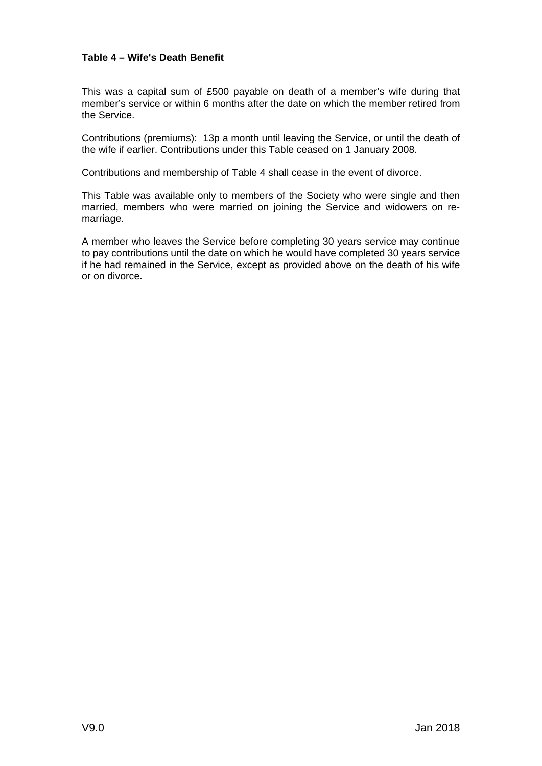**Table 4 – Wife's Death Benefit**

This was a capital sum of £500 payable on death of a member's wife during that member's service or within 6 months after the date on which the member retired from the Service.

Contributions (premiums): 13p a month until leaving the Service, or until the death of the wife if earlier. Contributions under this Table ceased on 1 January 2008.

Contributions and membership of Table 4 shall cease in the event of divorce.

This Table was available only to members of the Society who were single and then married, members who were married on joining the Service and widowers on re-marriage.

A member who leaves the Service before completing 30 years service may continue to pay contributions until the date on which he would have completed 30 years service if he had remained in the Service, except as provided above on the death of his wife or on divorce.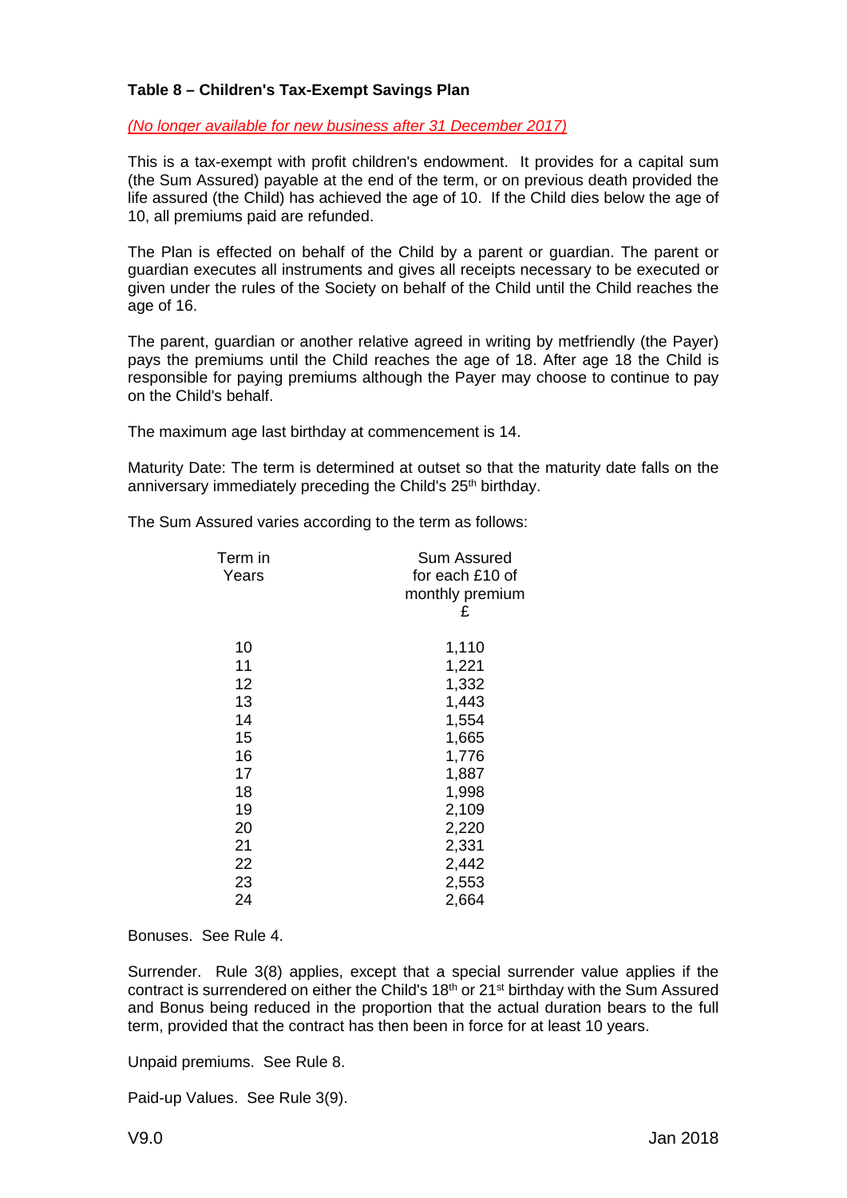**Table 8 – Children's Tax-Exempt Savings Plan**

*(No longer available for new business after 31 December 2017)*

This is a tax-exempt with profit children's endowment. It provides for a capital sum (the Sum Assured) payable at the end of the term, or on previous death provided the life assured (the Child) has achieved the age of 10. If the Child dies below the age of 10, all premiums paid are refunded.

The Plan is effected on behalf of the Child by a parent or guardian. The parent or guardian executes all instruments and gives all receipts necessary to be executed or given under the rules of the Society on behalf of the Child until the Child reaches the age of 16.

The parent, guardian or another relative agreed in writing by metfriendly (the Payer) pays the premiums until the Child reaches the age of 18. After age 18 the Child is responsible for paying premiums although the Payer may choose to continue to pay on the Child's behalf.

The maximum age last birthday at commencement is 14.

Maturity Date: The term is determined at outset so that the maturity date falls on the anniversary immediately preceding the Child's 25th birthday.

The Sum Assured varies according to the term as follows:

| Term in Years | Sum Assured for each £10 of monthly premium £ |
|---|---|
| 10 | 1,110 |
| 11 | 1,221 |
| 12 | 1,332 |
| 13 | 1,443 |
| 14 | 1,554 |
| 15 | 1,665 |
| 16 | 1,776 |
| 17 | 1,887 |
| 18 | 1,998 |
| 19 | 2,109 |
| 20 | 2,220 |
| 21 | 2,331 |
| 22 | 2,442 |
| 23 | 2,553 |
| 24 | 2,664 |

Bonuses. See Rule 4.

Surrender. Rule 3(8) applies, except that a special surrender value applies if the contract is surrendered on either the Child's 18th or 21st birthday with the Sum Assured and Bonus being reduced in the proportion that the actual duration bears to the full term, provided that the contract has then been in force for at least 10 years.

Unpaid premiums. See Rule 8.

Paid-up Values. See Rule 3(9).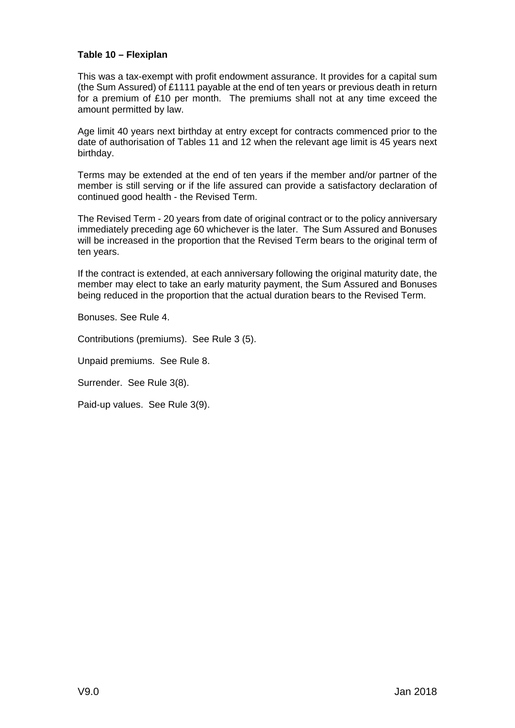**Table 10 – Flexiplan**

This was a tax-exempt with profit endowment assurance. It provides for a capital sum (the Sum Assured) of £1111 payable at the end of ten years or previous death in return for a premium of £10 per month. The premiums shall not at any time exceed the amount permitted by law.

Age limit 40 years next birthday at entry except for contracts commenced prior to the date of authorisation of Tables 11 and 12 when the relevant age limit is 45 years next birthday.

Terms may be extended at the end of ten years if the member and/or partner of the member is still serving or if the life assured can provide a satisfactory declaration of continued good health - the Revised Term.

The Revised Term - 20 years from date of original contract or to the policy anniversary immediately preceding age 60 whichever is the later. The Sum Assured and Bonuses will be increased in the proportion that the Revised Term bears to the original term of ten years.

If the contract is extended, at each anniversary following the original maturity date, the member may elect to take an early maturity payment, the Sum Assured and Bonuses being reduced in the proportion that the actual duration bears to the Revised Term.

Bonuses. See Rule 4.

Contributions (premiums). See Rule 3 (5).

Unpaid premiums. See Rule 8.

Surrender. See Rule 3(8).

Paid-up values. See Rule 3(9).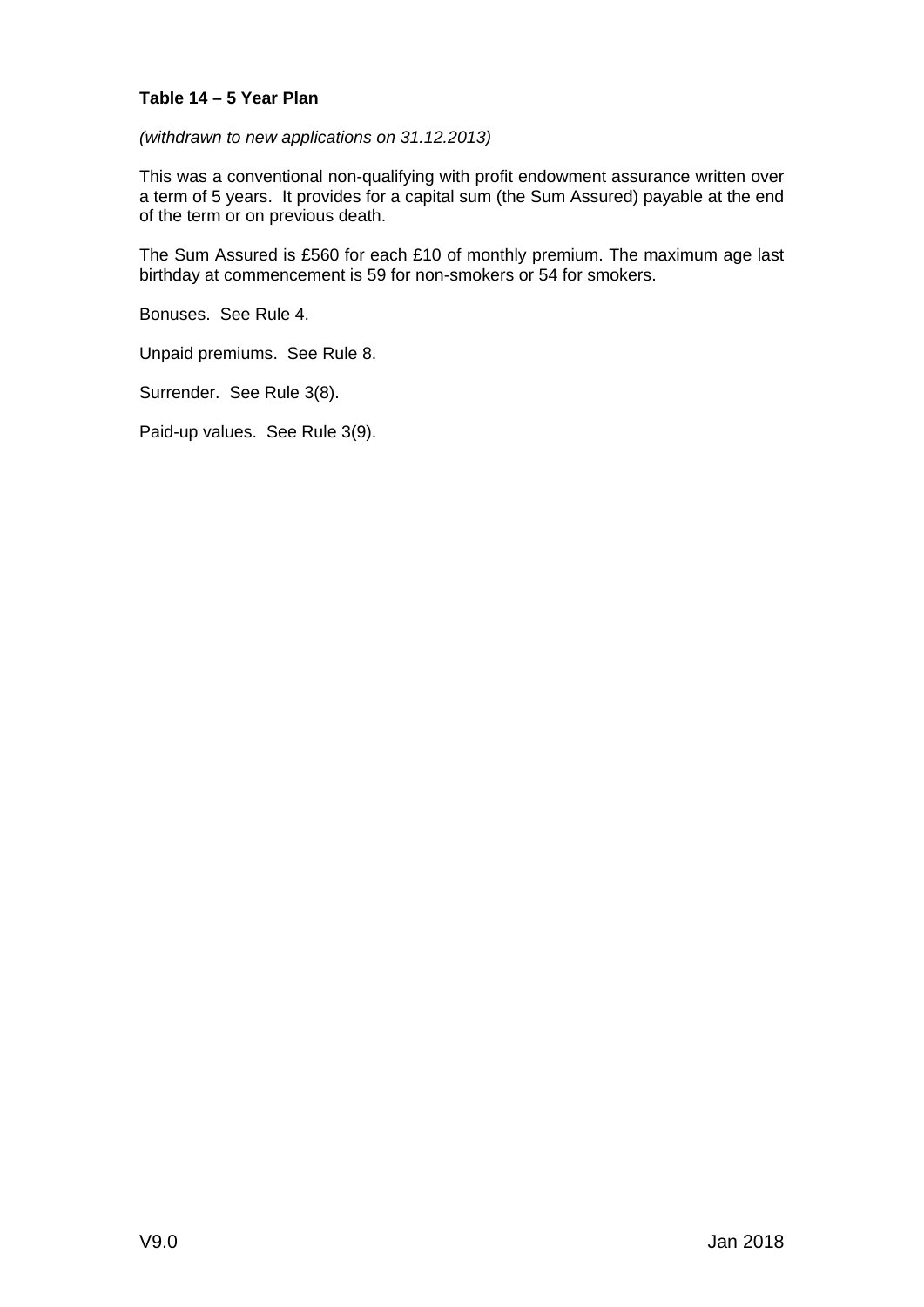**Table 14 – 5 Year Plan**

*(withdrawn to new applications on 31.12.2013)*

This was a conventional non-qualifying with profit endowment assurance written over a term of 5 years. It provides for a capital sum (the Sum Assured) payable at the end of the term or on previous death.

The Sum Assured is £560 for each £10 of monthly premium. The maximum age last birthday at commencement is 59 for non-smokers or 54 for smokers.

Bonuses. See Rule 4.

Unpaid premiums. See Rule 8.

Surrender. See Rule 3(8).

Paid-up values. See Rule 3(9).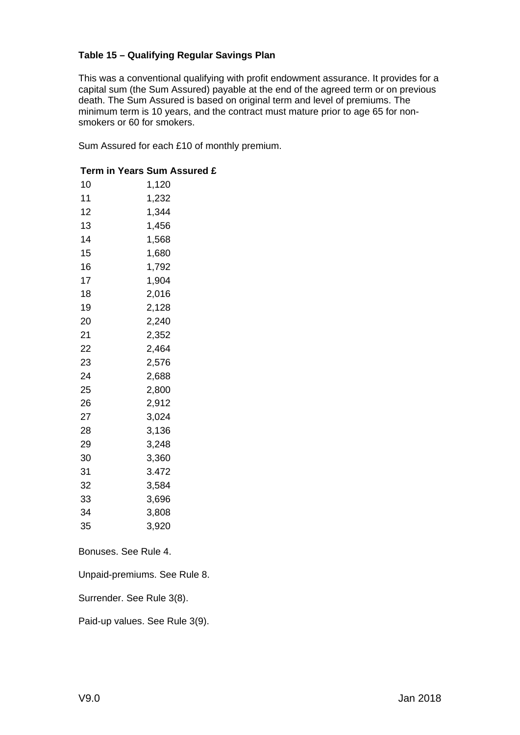**Table 15 – Qualifying Regular Savings Plan**

This was a conventional qualifying with profit endowment assurance. It provides for a capital sum (the Sum Assured) payable at the end of the agreed term or on previous death. The Sum Assured is based on original term and level of premiums. The minimum term is 10 years, and the contract must mature prior to age 65 for non-smokers or 60 for smokers.

Sum Assured for each £10 of monthly premium.

| Term in Years | Sum Assured £ |
|---|---|
| 10 | 1,120 |
| 11 | 1,232 |
| 12 | 1,344 |
| 13 | 1,456 |
| 14 | 1,568 |
| 15 | 1,680 |
| 16 | 1,792 |
| 17 | 1,904 |
| 18 | 2,016 |
| 19 | 2,128 |
| 20 | 2,240 |
| 21 | 2,352 |
| 22 | 2,464 |
| 23 | 2,576 |
| 24 | 2,688 |
| 25 | 2,800 |
| 26 | 2,912 |
| 27 | 3,024 |
| 28 | 3,136 |
| 29 | 3,248 |
| 30 | 3,360 |
| 31 | 3.472 |
| 32 | 3,584 |
| 33 | 3,696 |
| 34 | 3,808 |
| 35 | 3,920 |

Bonuses. See Rule 4.

Unpaid-premiums. See Rule 8.

Surrender. See Rule 3(8).

Paid-up values. See Rule 3(9).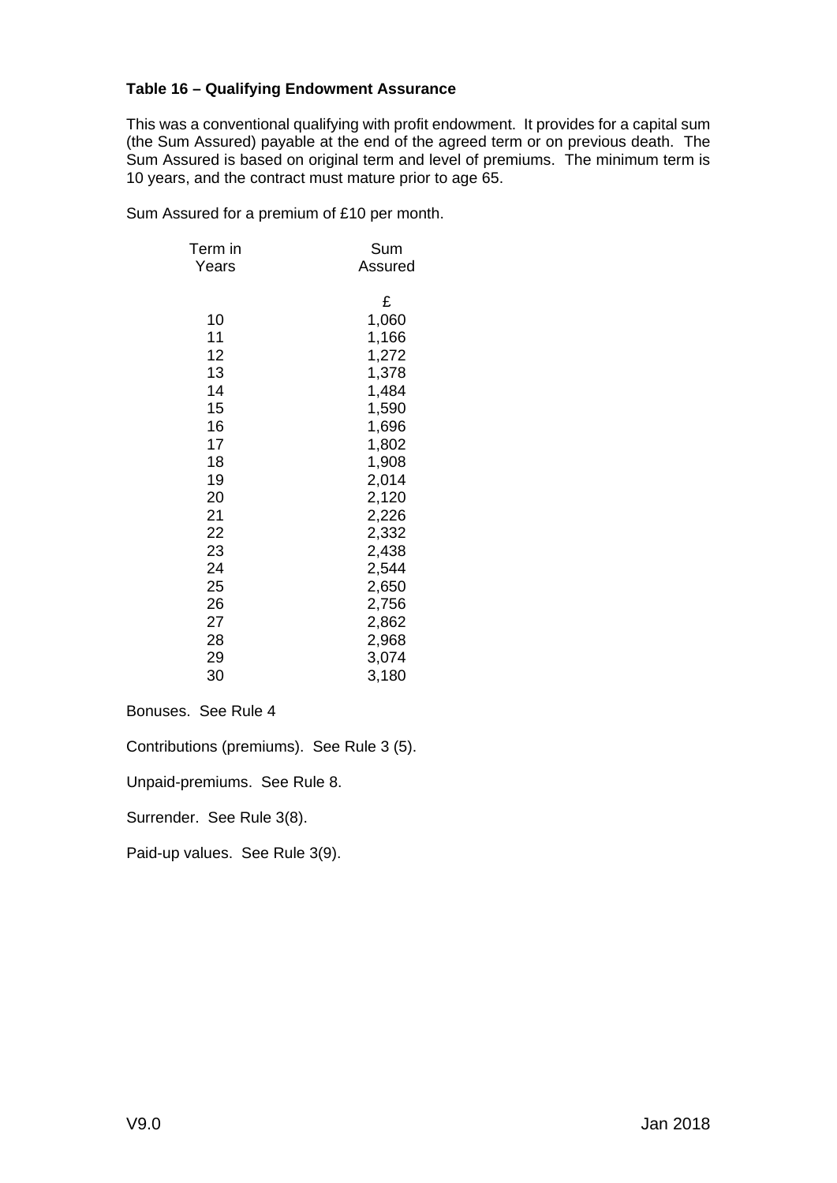**Table 16 – Qualifying Endowment Assurance**

This was a conventional qualifying with profit endowment. It provides for a capital sum (the Sum Assured) payable at the end of the agreed term or on previous death. The Sum Assured is based on original term and level of premiums. The minimum term is 10 years, and the contract must mature prior to age 65.

Sum Assured for a premium of £10 per month.

| Term in Years | Sum Assured |
|---|---|
| | £ |
| 10 | 1,060 |
| 11 | 1,166 |
| 12 | 1,272 |
| 13 | 1,378 |
| 14 | 1,484 |
| 15 | 1,590 |
| 16 | 1,696 |
| 17 | 1,802 |
| 18 | 1,908 |
| 19 | 2,014 |
| 20 | 2,120 |
| 21 | 2,226 |
| 22 | 2,332 |
| 23 | 2,438 |
| 24 | 2,544 |
| 25 | 2,650 |
| 26 | 2,756 |
| 27 | 2,862 |
| 28 | 2,968 |
| 29 | 3,074 |
| 30 | 3,180 |

Bonuses. See Rule 4

Contributions (premiums). See Rule 3 (5).

Unpaid-premiums. See Rule 8.

Surrender. See Rule 3(8).

Paid-up values. See Rule 3(9).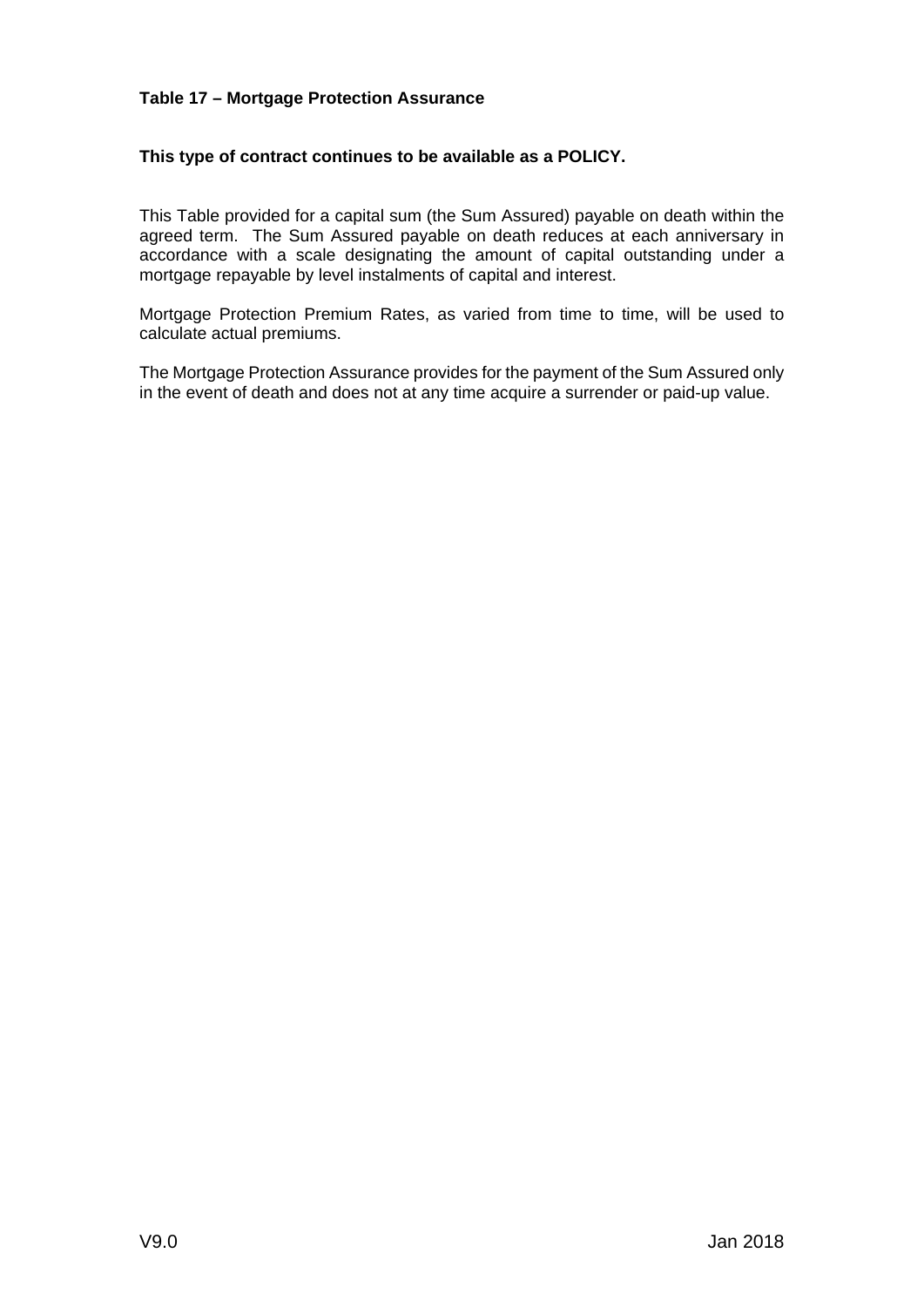**Table 17 – Mortgage Protection Assurance**

**This type of contract continues to be available as a POLICY.**

This Table provided for a capital sum (the Sum Assured) payable on death within the agreed term. The Sum Assured payable on death reduces at each anniversary in accordance with a scale designating the amount of capital outstanding under a mortgage repayable by level instalments of capital and interest.

Mortgage Protection Premium Rates, as varied from time to time, will be used to calculate actual premiums.

The Mortgage Protection Assurance provides for the payment of the Sum Assured only in the event of death and does not at any time acquire a surrender or paid-up value.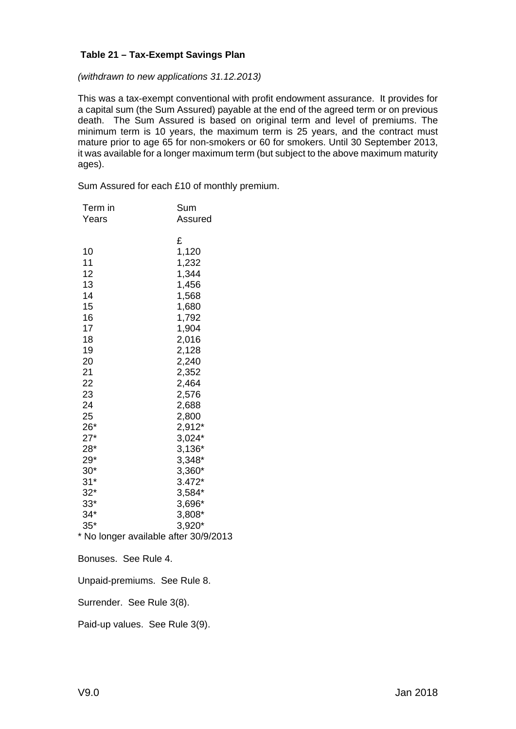**Table 21 – Tax-Exempt Savings Plan**

*(withdrawn to new applications 31.12.2013)*

This was a tax-exempt conventional with profit endowment assurance. It provides for a capital sum (the Sum Assured) payable at the end of the agreed term or on previous death. The Sum Assured is based on original term and level of premiums. The minimum term is 10 years, the maximum term is 25 years, and the contract must mature prior to age 65 for non-smokers or 60 for smokers. Until 30 September 2013, it was available for a longer maximum term (but subject to the above maximum maturity ages).

Sum Assured for each £10 of monthly premium.

| Term in Years | Sum Assured |
|---|---|
| | £ |
| 10 | 1,120 |
| 11 | 1,232 |
| 12 | 1,344 |
| 13 | 1,456 |
| 14 | 1,568 |
| 15 | 1,680 |
| 16 | 1,792 |
| 17 | 1,904 |
| 18 | 2,016 |
| 19 | 2,128 |
| 20 | 2,240 |
| 21 | 2,352 |
| 22 | 2,464 |
| 23 | 2,576 |
| 24 | 2,688 |
| 25 | 2,800 |
| 26* | 2,912* |
| 27* | 3,024* |
| 28* | 3,136* |
| 29* | 3,348* |
| 30* | 3,360* |
| 31* | 3.472* |
| 32* | 3,584* |
| 33* | 3,696* |
| 34* | 3,808* |
| 35* | 3,920* |

* No longer available after 30/9/2013

Bonuses. See Rule 4.

Unpaid-premiums. See Rule 8.

Surrender. See Rule 3(8).

Paid-up values. See Rule 3(9).

V9.0 Jan 2018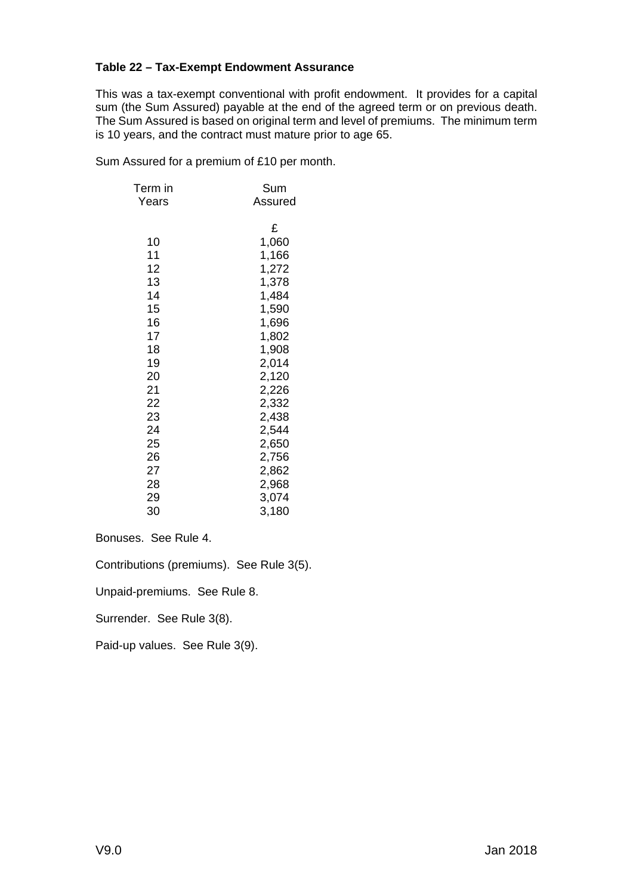**Table 22 – Tax-Exempt Endowment Assurance**

This was a tax-exempt conventional with profit endowment. It provides for a capital sum (the Sum Assured) payable at the end of the agreed term or on previous death. The Sum Assured is based on original term and level of premiums. The minimum term is 10 years, and the contract must mature prior to age 65.

Sum Assured for a premium of £10 per month.

| Term in Years | Sum Assured |
|---|---|
| | £ |
| 10 | 1,060 |
| 11 | 1,166 |
| 12 | 1,272 |
| 13 | 1,378 |
| 14 | 1,484 |
| 15 | 1,590 |
| 16 | 1,696 |
| 17 | 1,802 |
| 18 | 1,908 |
| 19 | 2,014 |
| 20 | 2,120 |
| 21 | 2,226 |
| 22 | 2,332 |
| 23 | 2,438 |
| 24 | 2,544 |
| 25 | 2,650 |
| 26 | 2,756 |
| 27 | 2,862 |
| 28 | 2,968 |
| 29 | 3,074 |
| 30 | 3,180 |

Bonuses. See Rule 4.

Contributions (premiums). See Rule 3(5).

Unpaid-premiums. See Rule 8.

Surrender. See Rule 3(8).

Paid-up values. See Rule 3(9).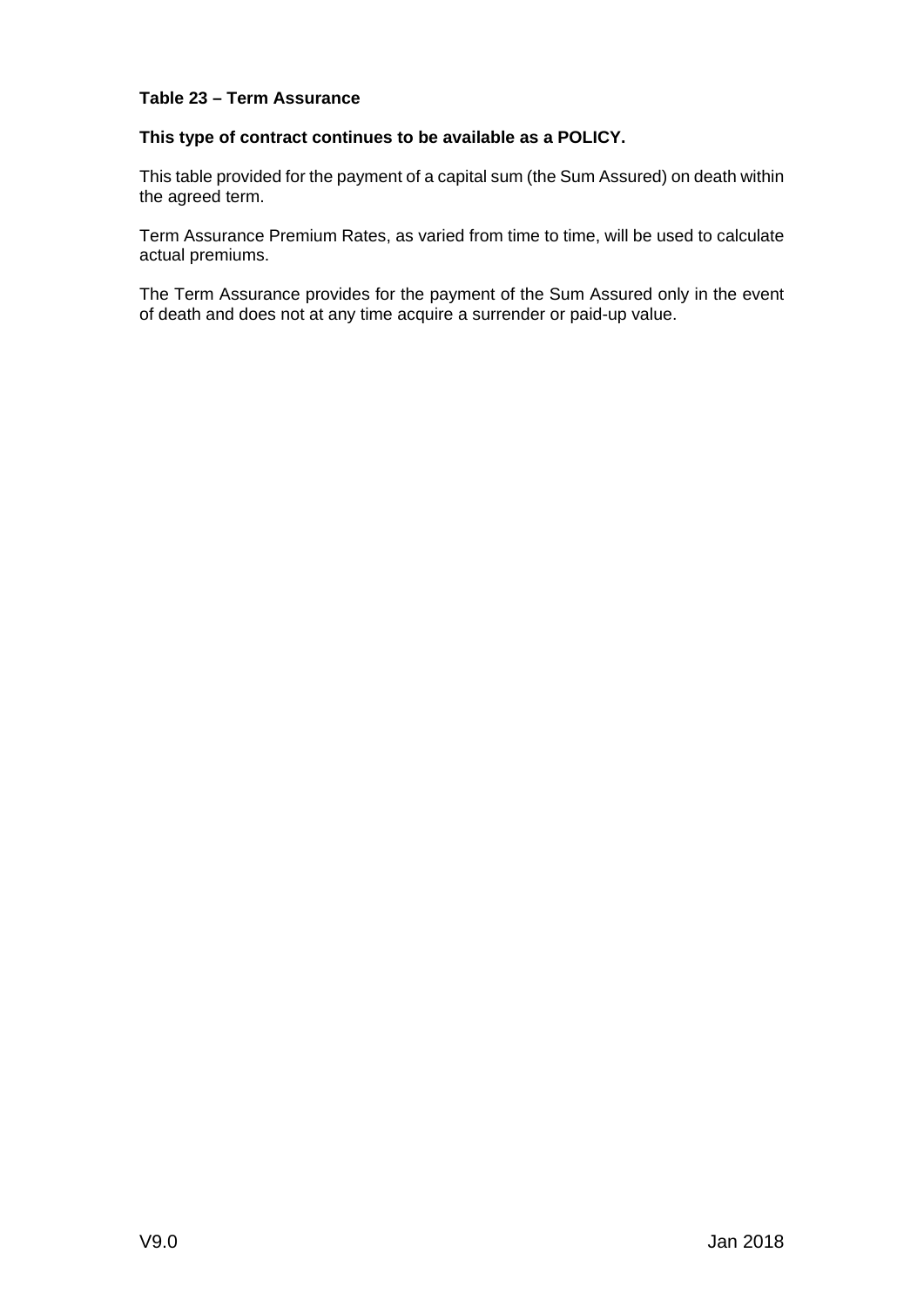**Table 23 – Term Assurance**

**This type of contract continues to be available as a POLICY.**

This table provided for the payment of a capital sum (the Sum Assured) on death within the agreed term.

Term Assurance Premium Rates, as varied from time to time, will be used to calculate actual premiums.

The Term Assurance provides for the payment of the Sum Assured only in the event of death and does not at any time acquire a surrender or paid-up value.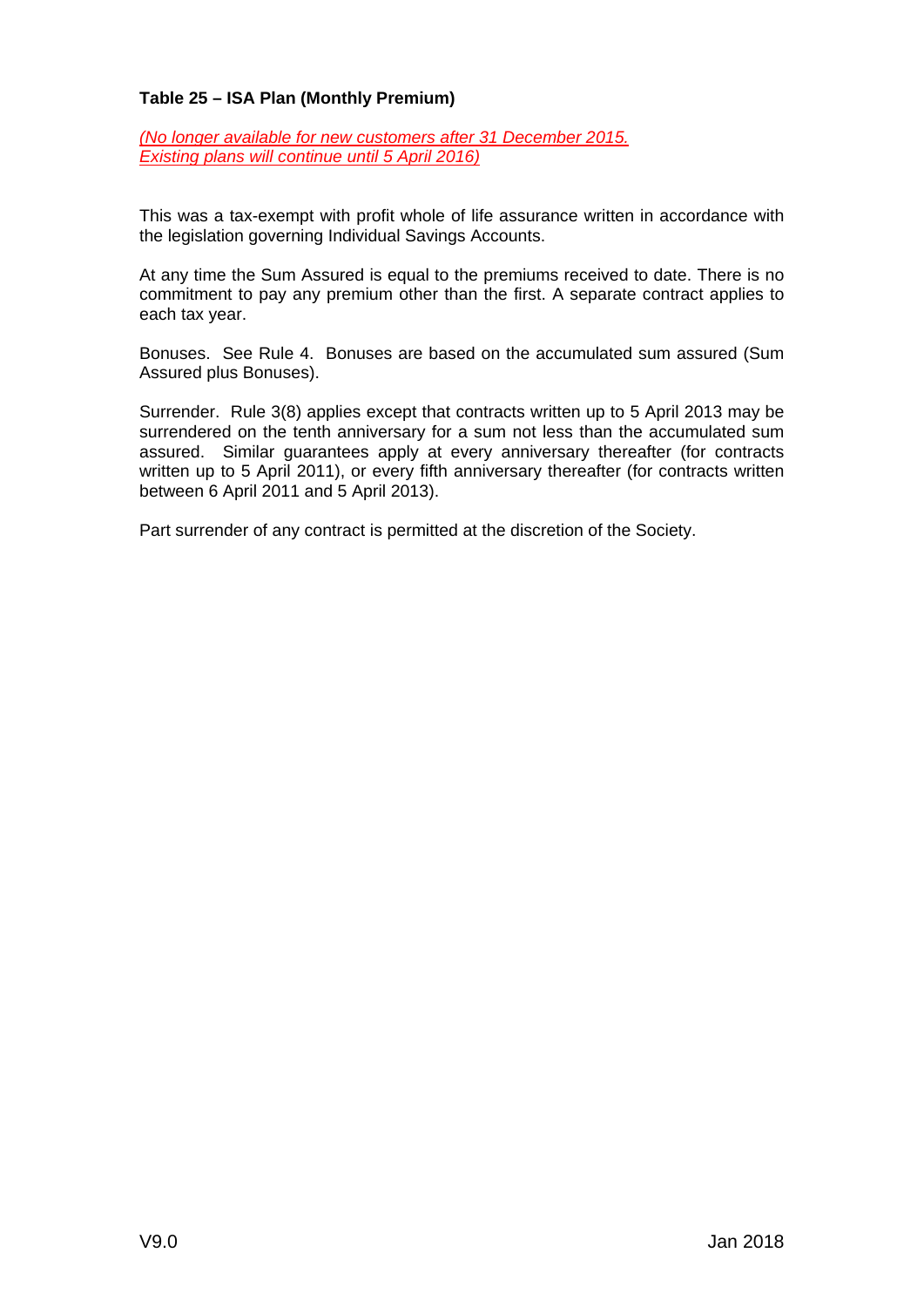**Table 25 – ISA Plan (Monthly Premium)**

*(No longer available for new customers after 31 December 2015. Existing plans will continue until 5 April 2016)*

This was a tax-exempt with profit whole of life assurance written in accordance with the legislation governing Individual Savings Accounts.

At any time the Sum Assured is equal to the premiums received to date. There is no commitment to pay any premium other than the first. A separate contract applies to each tax year.

Bonuses. See Rule 4. Bonuses are based on the accumulated sum assured (Sum Assured plus Bonuses).

Surrender. Rule 3(8) applies except that contracts written up to 5 April 2013 may be surrendered on the tenth anniversary for a sum not less than the accumulated sum assured. Similar guarantees apply at every anniversary thereafter (for contracts written up to 5 April 2011), or every fifth anniversary thereafter (for contracts written between 6 April 2011 and 5 April 2013).

Part surrender of any contract is permitted at the discretion of the Society.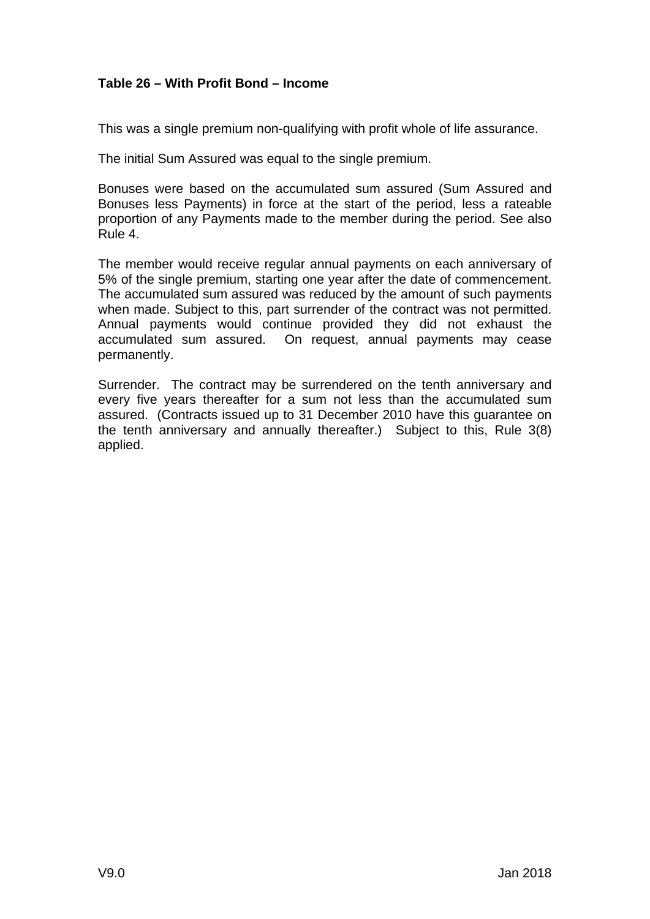**Table 26 – With Profit Bond – Income**

This was a single premium non-qualifying with profit whole of life assurance.

The initial Sum Assured was equal to the single premium.

Bonuses were based on the accumulated sum assured (Sum Assured and Bonuses less Payments) in force at the start of the period, less a rateable proportion of any Payments made to the member during the period. See also Rule 4.

The member would receive regular annual payments on each anniversary of 5% of the single premium, starting one year after the date of commencement. The accumulated sum assured was reduced by the amount of such payments when made. Subject to this, part surrender of the contract was not permitted. Annual payments would continue provided they did not exhaust the accumulated sum assured. On request, annual payments may cease permanently.

Surrender. The contract may be surrendered on the tenth anniversary and every five years thereafter for a sum not less than the accumulated sum assured. (Contracts issued up to 31 December 2010 have this guarantee on the tenth anniversary and annually thereafter.) Subject to this, Rule 3(8) applied.